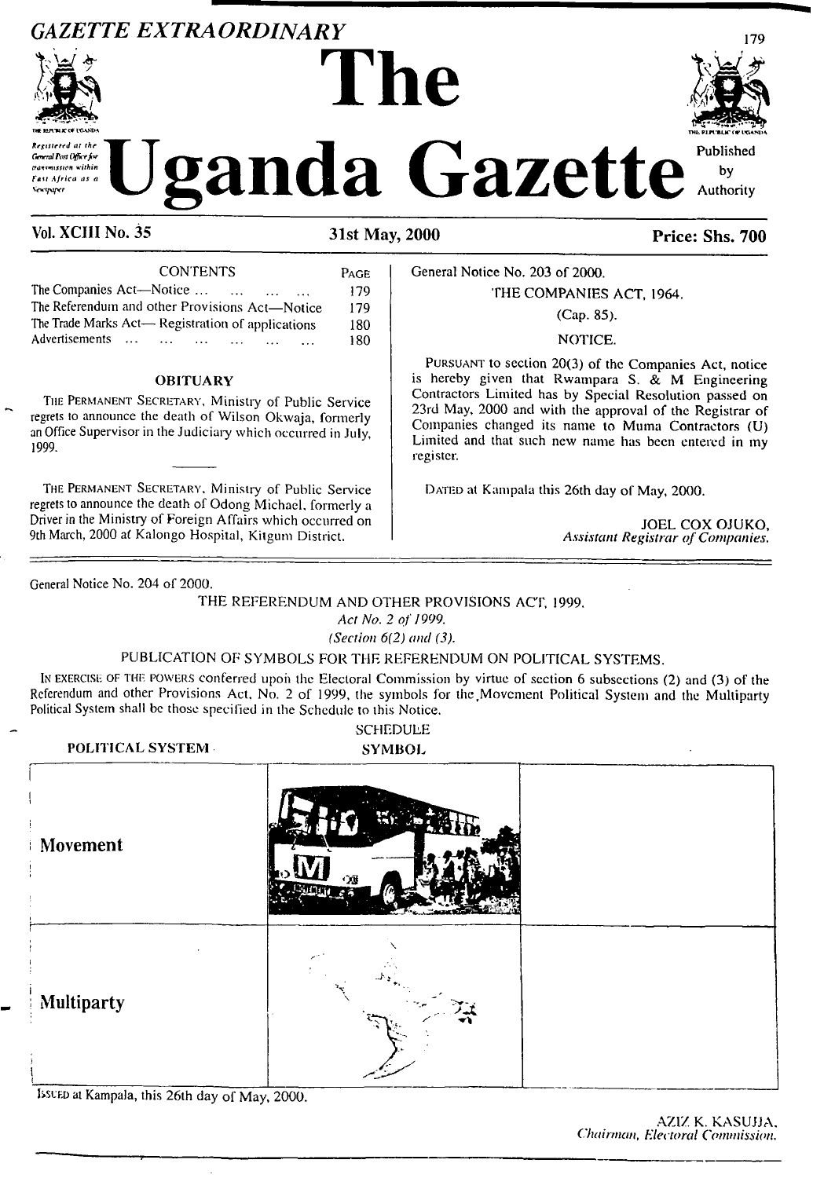# GAZETTE EXTRAORDINARY

# The Uganda Gazette

*Registered at the General Post Office for transmission within East Africa as a Newspaper*

Published by Authority

**Vol. XCIII No. 35** **31st May, 2000** **Price: Shs. 700**

| CONTENTS | PAGE |
|---|---|
| The Companies Act—Notice ... ... ... ... | 179 |
| The Referendum and other Provisions Act—Notice | 179 |
| The Trade Marks Act— Registration of applications | 180 |
| Advertisements ... ... ... ... ... ... | 180 |

## OBITUARY

THE PERMANENT SECRETARY, Ministry of Public Service regrets to announce the death of Wilson Okwaja, formerly an Office Supervisor in the Judiciary which occurred in July, 1999.

---

THE PERMANENT SECRETARY, Ministry of Public Service regrets to announce the death of Odong Michael, formerly a Driver in the Ministry of Foreign Affairs which occurred on 9th March, 2000 at Kalongo Hospital, Kitgum District.

General Notice No. 203 of 2000.

THE COMPANIES ACT, 1964.

(Cap. 85).

NOTICE.

PURSUANT to section 20(3) of the Companies Act, notice is hereby given that Rwampara S. & M Engineering Contractors Limited has by Special Resolution passed on 23rd May, 2000 and with the approval of the Registrar of Companies changed its name to Muma Contractors (U) Limited and that such new name has been entered in my register.

DATED at Kampala this 26th day of May, 2000.

JOEL COX OJUKO,
*Assistant Registrar of Companies.*

---

General Notice No. 204 of 2000.

THE REFERENDUM AND OTHER PROVISIONS ACT, 1999.

*Act No. 2 of 1999.*

*(Section 6(2) and (3).*

PUBLICATION OF SYMBOLS FOR THE REFERENDUM ON POLITICAL SYSTEMS.

IN EXERCISE OF THE POWERS conferred upon the Electoral Commission by virtue of section 6 subsections (2) and (3) of the Referendum and other Provisions Act, No. 2 of 1999, the symbols for the Movement Political System and the Multiparty Political System shall be those specified in the Schedule to this Notice.

SCHEDULE

| POLITICAL SYSTEM | SYMBOL | |
|---|---|---|
| **Movement** | | |
| **Multiparty** | | |

ISSUED at Kampala, this 26th day of May, 2000.

AZIZ K. KASUJJA,
*Chairman, Electoral Commission.*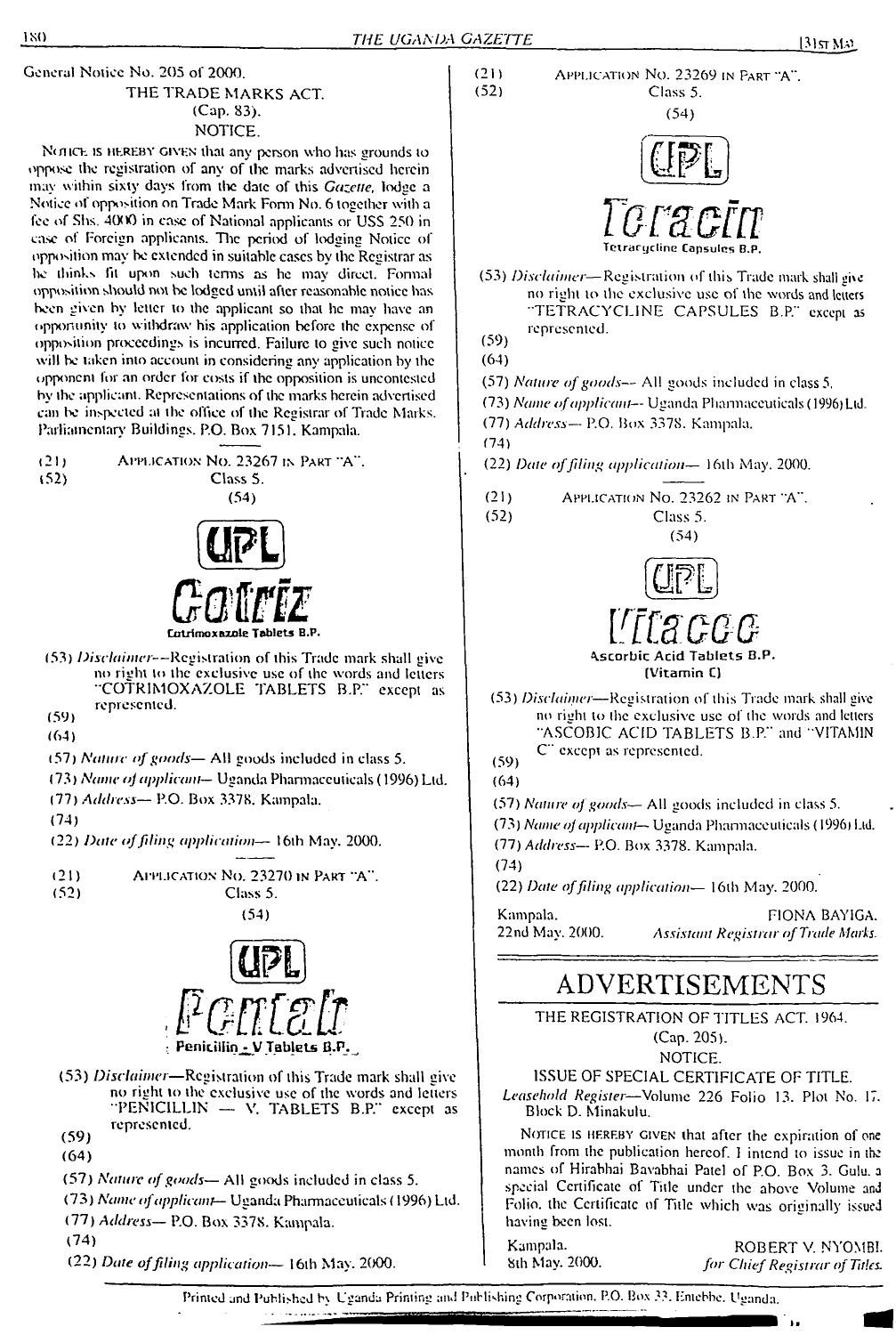General Notice No. 205 of 2000.

THE TRADE MARKS ACT.

(Cap. 83).

NOTICE.

Notice is hereby given that any person who has grounds to oppose the registration of any of the marks advertised herein may within sixty days from the date of this *Gazette*, lodge a Notice of opposition on Trade Mark Form No. 6 together with a fee of Shs. 4000 in case of National applicants or US$ 250 in case of Foreign applicants. The period of lodging Notice of opposition may be extended in suitable cases by the Registrar as he thinks fit upon such terms as he may direct. Formal opposition should not be lodged until after reasonable notice has been given by letter to the applicant so that he may have an opportunity to withdraw his application before the expense of opposition proceedings is incurred. Failure to give such notice will be taken into account in considering any application by the opponent for an order for costs if the opposition is uncontested by the applicant. Representations of the marks herein advertised can be inspected at the office of the Registrar of Trade Marks, Parliamentary Buildings, P.O. Box 7151, Kampala.

(21) Application No. 23267 in Part "A".
(52) Class 5.
(54)

UPL
Cotriz
Cotrimoxazole Tablets B.P.

(53) *Disclaimer*—Registration of this Trade mark shall give no right to the exclusive use of the words and letters "COTRIMOXAZOLE TABLETS B.P." except as represented.
(59)
(64)
(57) *Nature of goods*— All goods included in class 5.
(73) *Name of applicant*— Uganda Pharmaceuticals (1996) Ltd.
(77) *Address*— P.O. Box 3378, Kampala.
(74)
(22) *Date of filing application*— 16th May, 2000.

(21) Application No. 23270 in Part "A".
(52) Class 5.
(54)

UPL
Pental
Penicillin - V Tablets B.P.

(53) *Disclaimer*—Registration of this Trade mark shall give no right to the exclusive use of the words and letters "PENICILLIN — V. TABLETS B.P." except as represented.
(59)
(64)
(57) *Nature of goods*— All goods included in class 5.
(73) *Name of applicant*— Uganda Pharmaceuticals (1996) Ltd.
(77) *Address*— P.O. Box 3378, Kampala.
(74)
(22) *Date of filing application*— 16th May, 2000.

(21) Application No. 23269 in Part "A".
(52) Class 5.
(54)

UPL
Tetracin
Tetracycline Capsules B.P.

(53) *Disclaimer*—Registration of this Trade mark shall give no right to the exclusive use of the words and letters "TETRACYCLINE CAPSULES B.P." except as represented.
(59)
(64)
(57) *Nature of goods*— All goods included in class 5.
(73) *Name of applicant*— Uganda Pharmaceuticals (1996) Ltd.
(77) *Address*— P.O. Box 3378, Kampala.
(74)
(22) *Date of filing application*— 16th May, 2000.

(21) Application No. 23262 in Part "A".
(52) Class 5.
(54)

UPL
Vitacee
Ascorbic Acid Tablets B.P.
(Vitamin C)

(53) *Disclaimer*—Registration of this Trade mark shall give no right to the exclusive use of the words and letters "ASCOBIC ACID TABLETS B.P." and "VITAMIN C" except as represented.
(59)
(64)
(57) *Nature of goods*— All goods included in class 5.
(73) *Name of applicant*— Uganda Pharmaceuticals (1996) Ltd.
(77) *Address*— P.O. Box 3378, Kampala.
(74)
(22) *Date of filing application*— 16th May, 2000.

Kampala, 22nd May, 2000.

FIONA BAYIGA,
*Assistant Registrar of Trade Marks.*

# ADVERTISEMENTS

THE REGISTRATION OF TITLES ACT, 1964.

(Cap. 205).

NOTICE.

ISSUE OF SPECIAL CERTIFICATE OF TITLE.

*Leasehold Register*—Volume 226 Folio 13, Plot No. 17, Block D, Minakulu.

Notice is hereby given that after the expiration of one month from the publication hereof, I intend to issue in the names of Hirabhai Bavabhai Patel of P.O. Box 3, Gulu, a special Certificate of Title under the above Volume and Folio, the Certificate of Title which was originally issued having been lost.

Kampala, 8th May, 2000.

ROBERT V. NYOMBI,
*for Chief Registrar of Titles.*

Printed and Published by Uganda Printing and Publishing Corporation, P.O. Box 33, Entebbe, Uganda.